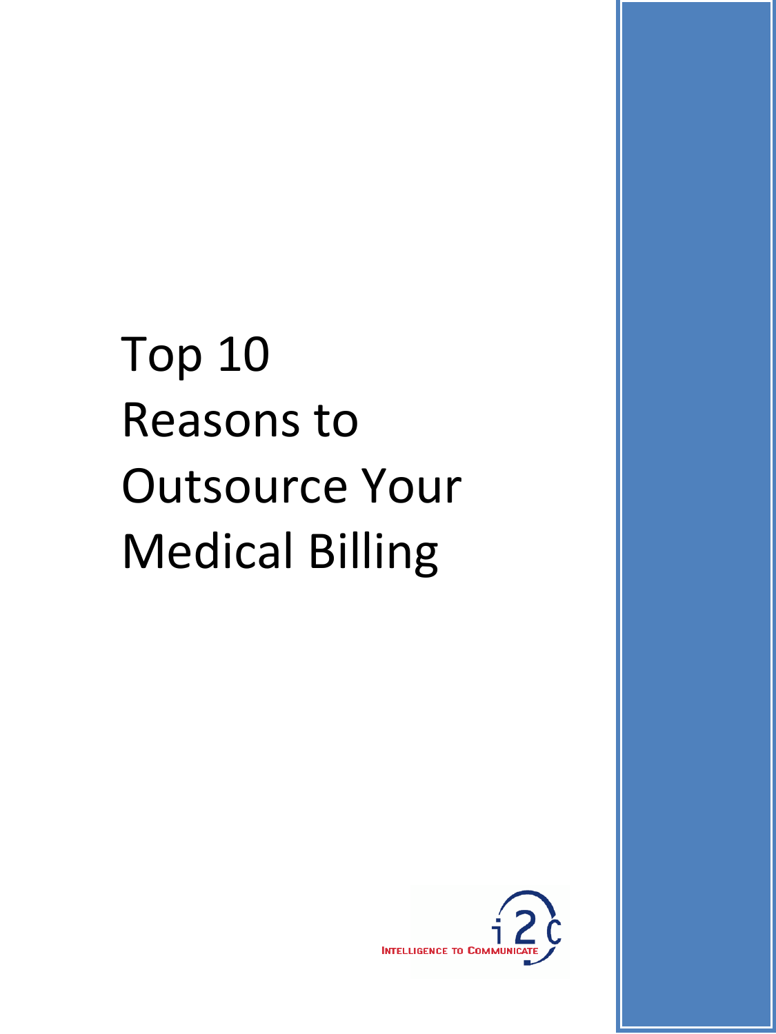# Top 10 Reasons to Outsource Your Medical Billing

INTELLIGENCE TO COMMUNICATE i2C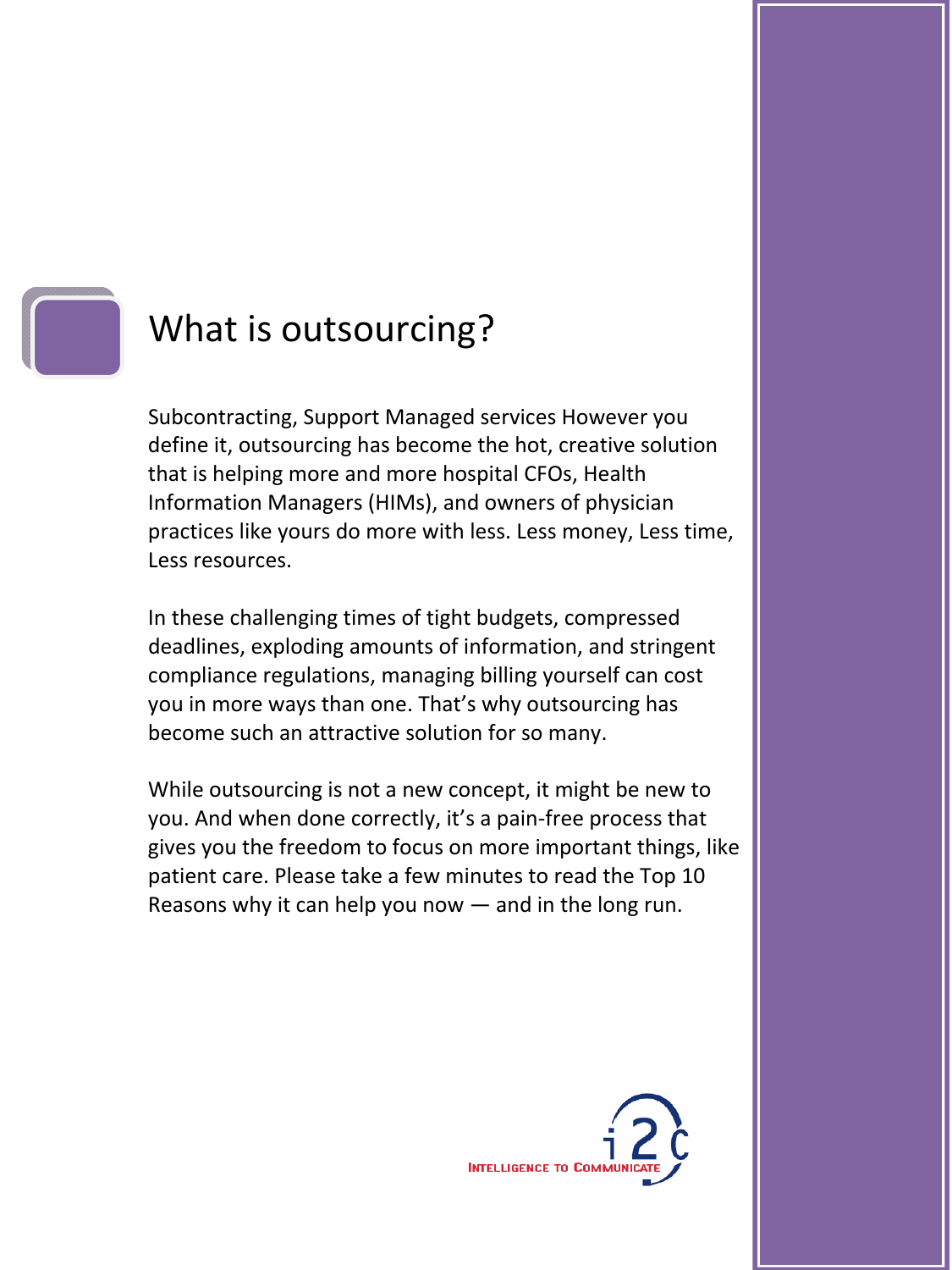# What is outsourcing?

Subcontracting, Support Managed services However you define it, outsourcing has become the hot, creative solution that is helping more and more hospital CFOs, Health Information Managers (HIMs), and owners of physician practices like yours do more with less. Less money, Less time, Less resources.

In these challenging times of tight budgets, compressed deadlines, exploding amounts of information, and stringent compliance regulations, managing billing yourself can cost you in more ways than one. That's why outsourcing has become such an attractive solution for so many.

While outsourcing is not a new concept, it might be new to you. And when done correctly, it's a pain-free process that gives you the freedom to focus on more important things, like patient care. Please take a few minutes to read the Top 10 Reasons why it can help you now — and in the long run.

INTELLIGENCE TO COMMUNICATE i2C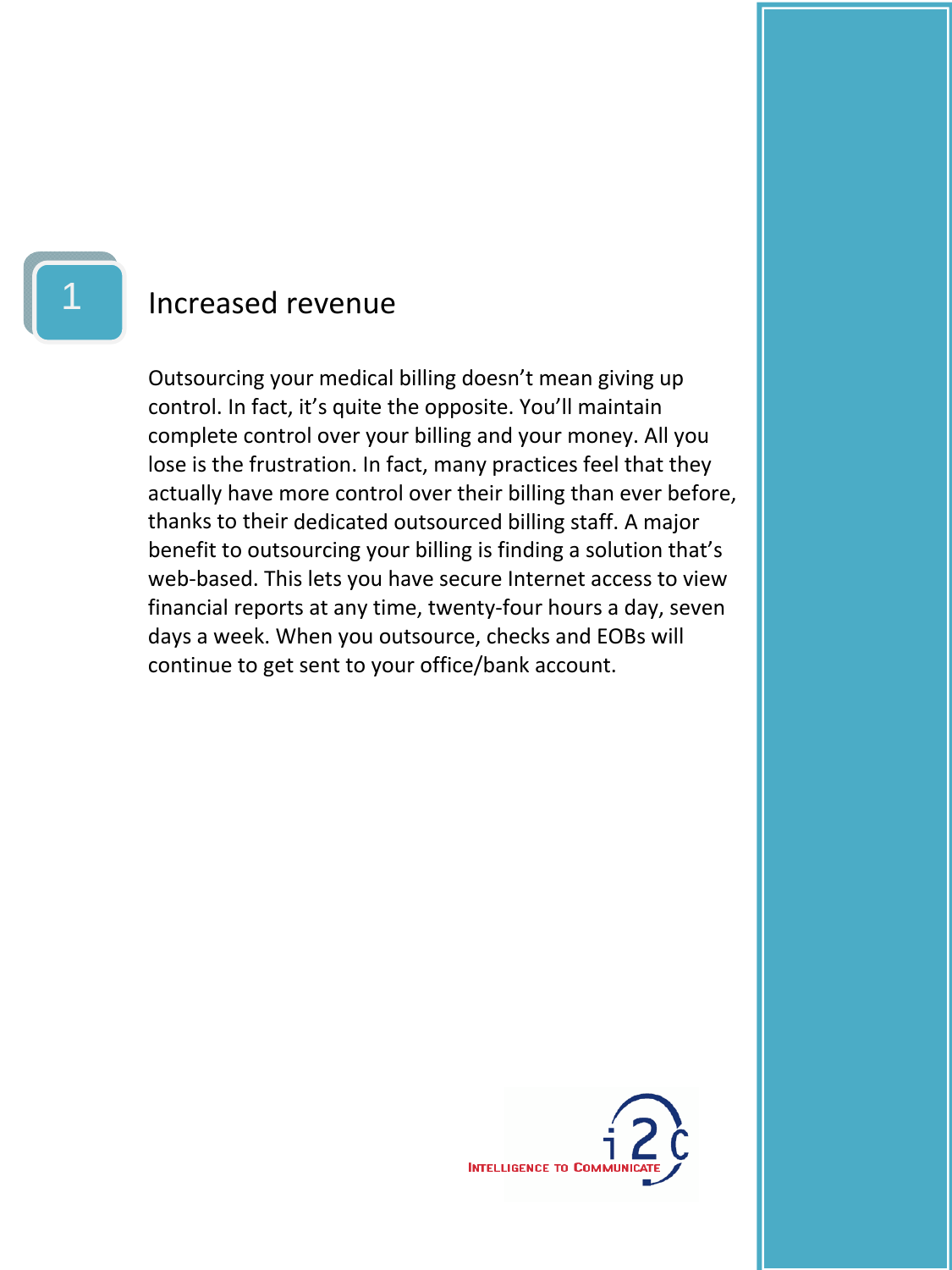# 1 Increased revenue

Outsourcing your medical billing doesn't mean giving up control. In fact, it's quite the opposite. You'll maintain complete control over your billing and your money. All you lose is the frustration. In fact, many practices feel that they actually have more control over their billing than ever before, thanks to their dedicated outsourced billing staff. A major benefit to outsourcing your billing is finding a solution that's web-based. This lets you have secure Internet access to view financial reports at any time, twenty-four hours a day, seven days a week. When you outsource, checks and EOBs will continue to get sent to your office/bank account.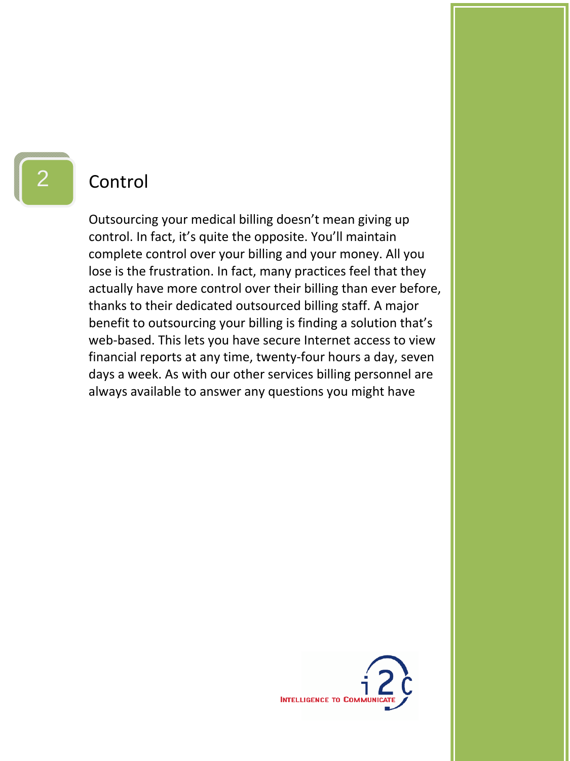## 2 Control

Outsourcing your medical billing doesn't mean giving up control. In fact, it's quite the opposite. You'll maintain complete control over your billing and your money. All you lose is the frustration. In fact, many practices feel that they actually have more control over their billing than ever before, thanks to their dedicated outsourced billing staff. A major benefit to outsourcing your billing is finding a solution that's web-based. This lets you have secure Internet access to view financial reports at any time, twenty-four hours a day, seven days a week. As with our other services billing personnel are always available to answer any questions you might have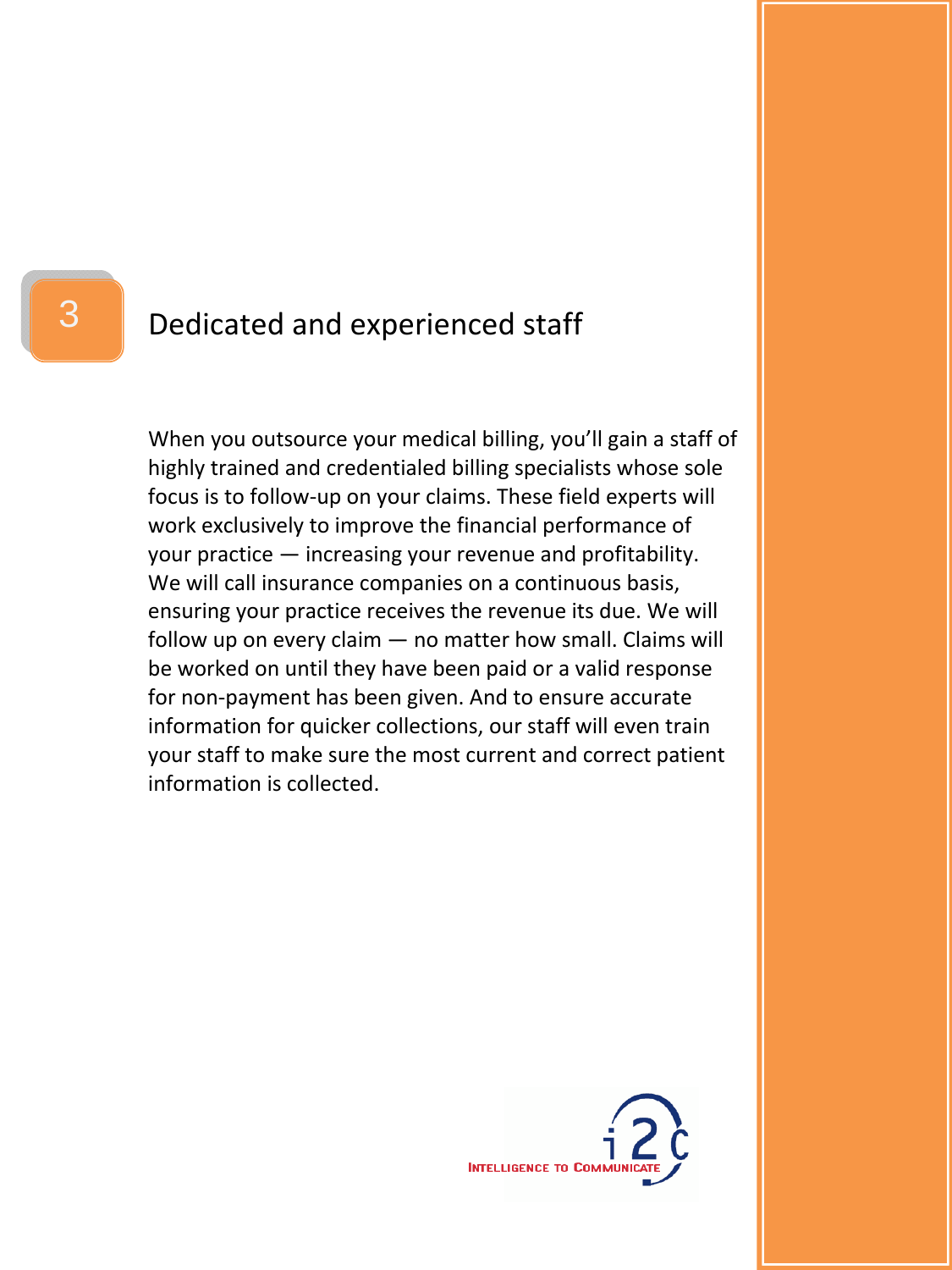## 3 Dedicated and experienced staff

When you outsource your medical billing, you'll gain a staff of highly trained and credentialed billing specialists whose sole focus is to follow-up on your claims. These field experts will work exclusively to improve the financial performance of your practice — increasing your revenue and profitability. We will call insurance companies on a continuous basis, ensuring your practice receives the revenue its due. We will follow up on every claim — no matter how small. Claims will be worked on until they have been paid or a valid response for non-payment has been given. And to ensure accurate information for quicker collections, our staff will even train your staff to make sure the most current and correct patient information is collected.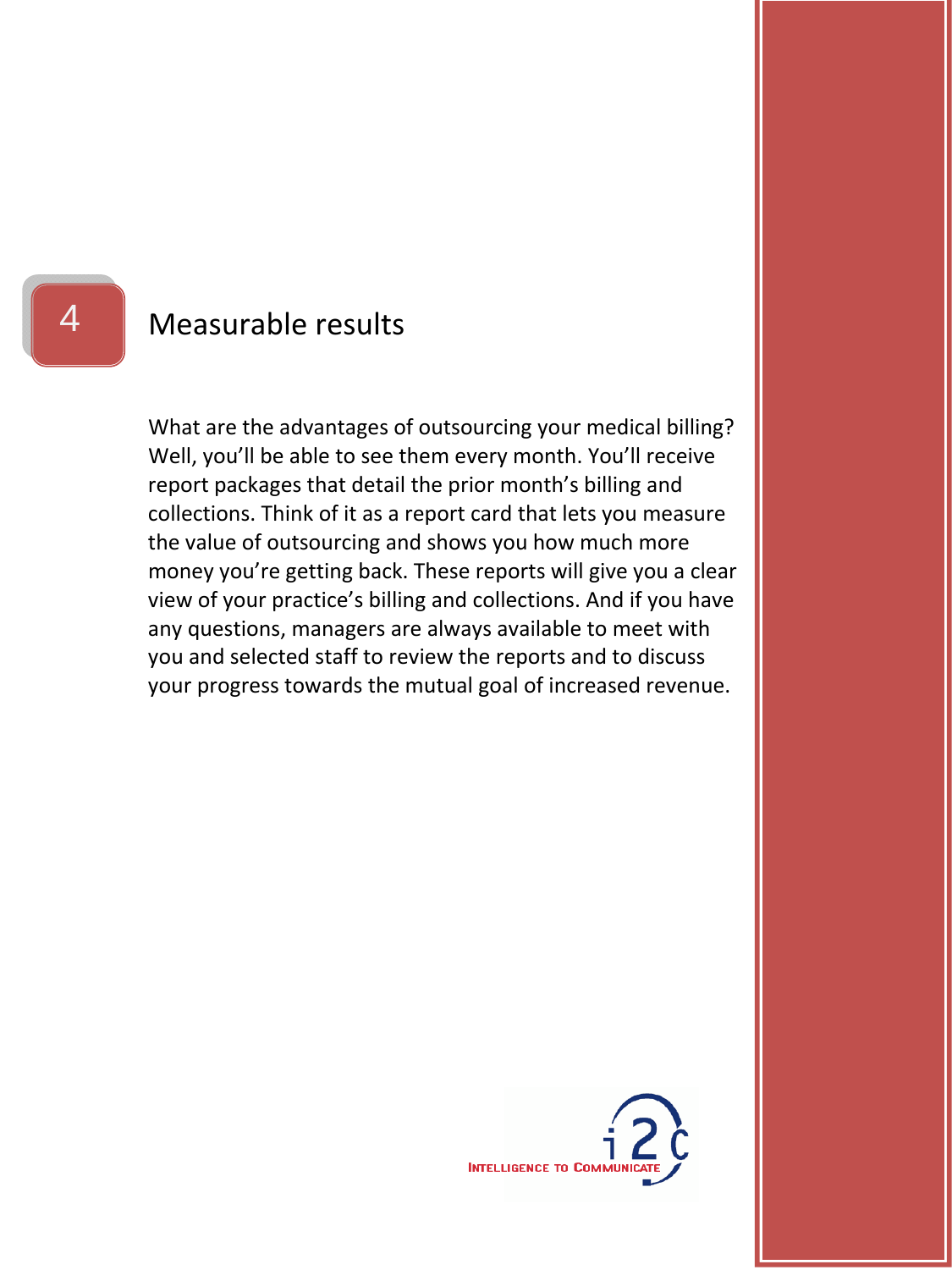## 4 Measurable results

What are the advantages of outsourcing your medical billing? Well, you'll be able to see them every month. You'll receive report packages that detail the prior month's billing and collections. Think of it as a report card that lets you measure the value of outsourcing and shows you how much more money you're getting back. These reports will give you a clear view of your practice's billing and collections. And if you have any questions, managers are always available to meet with you and selected staff to review the reports and to discuss your progress towards the mutual goal of increased revenue.

INTELLIGENCE TO COMMUNICATE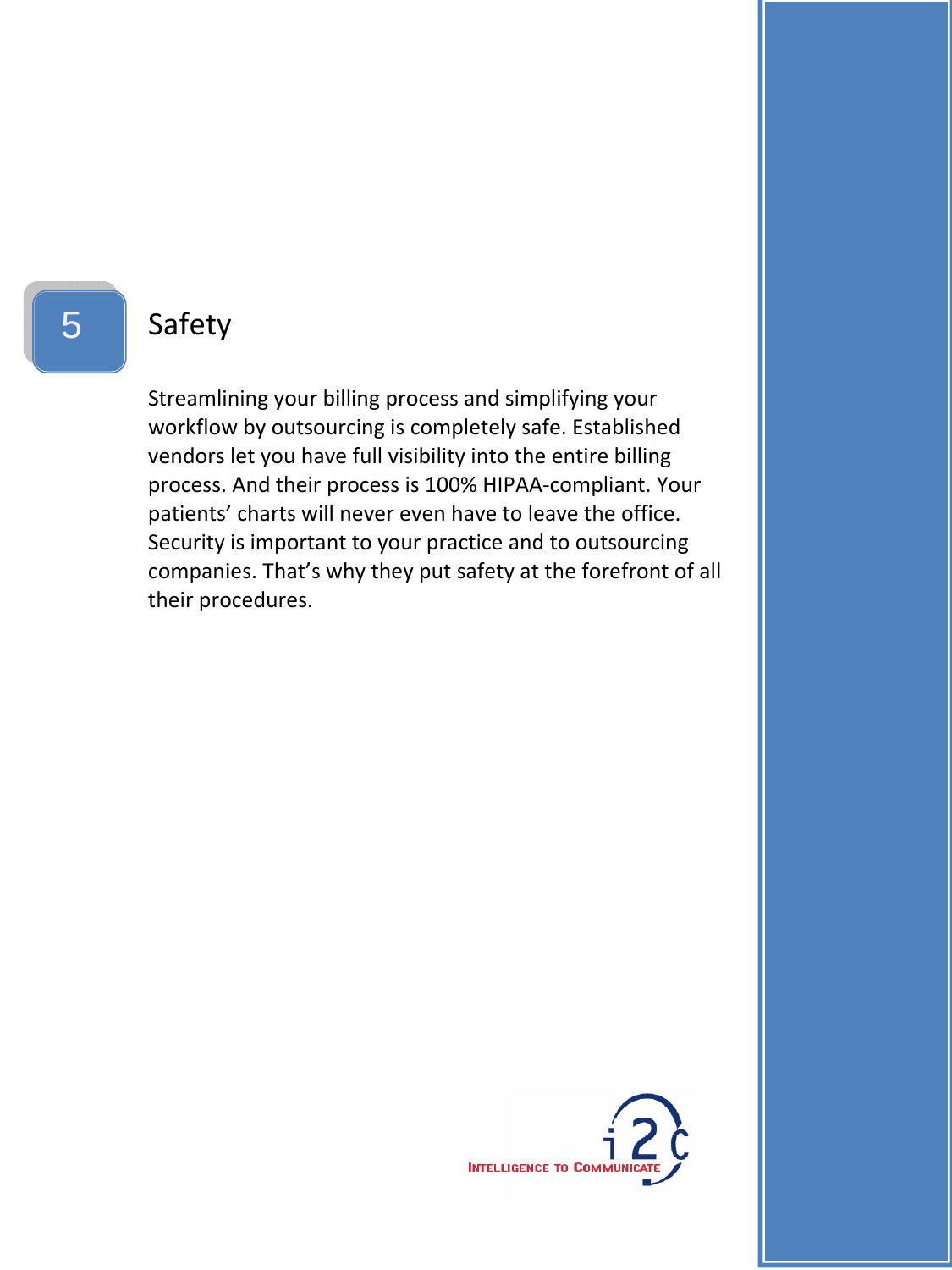## 5 Safety

Streamlining your billing process and simplifying your workflow by outsourcing is completely safe. Established vendors let you have full visibility into the entire billing process. And their process is 100% HIPAA-compliant. Your patients' charts will never even have to leave the office. Security is important to your practice and to outsourcing companies. That's why they put safety at the forefront of all their procedures.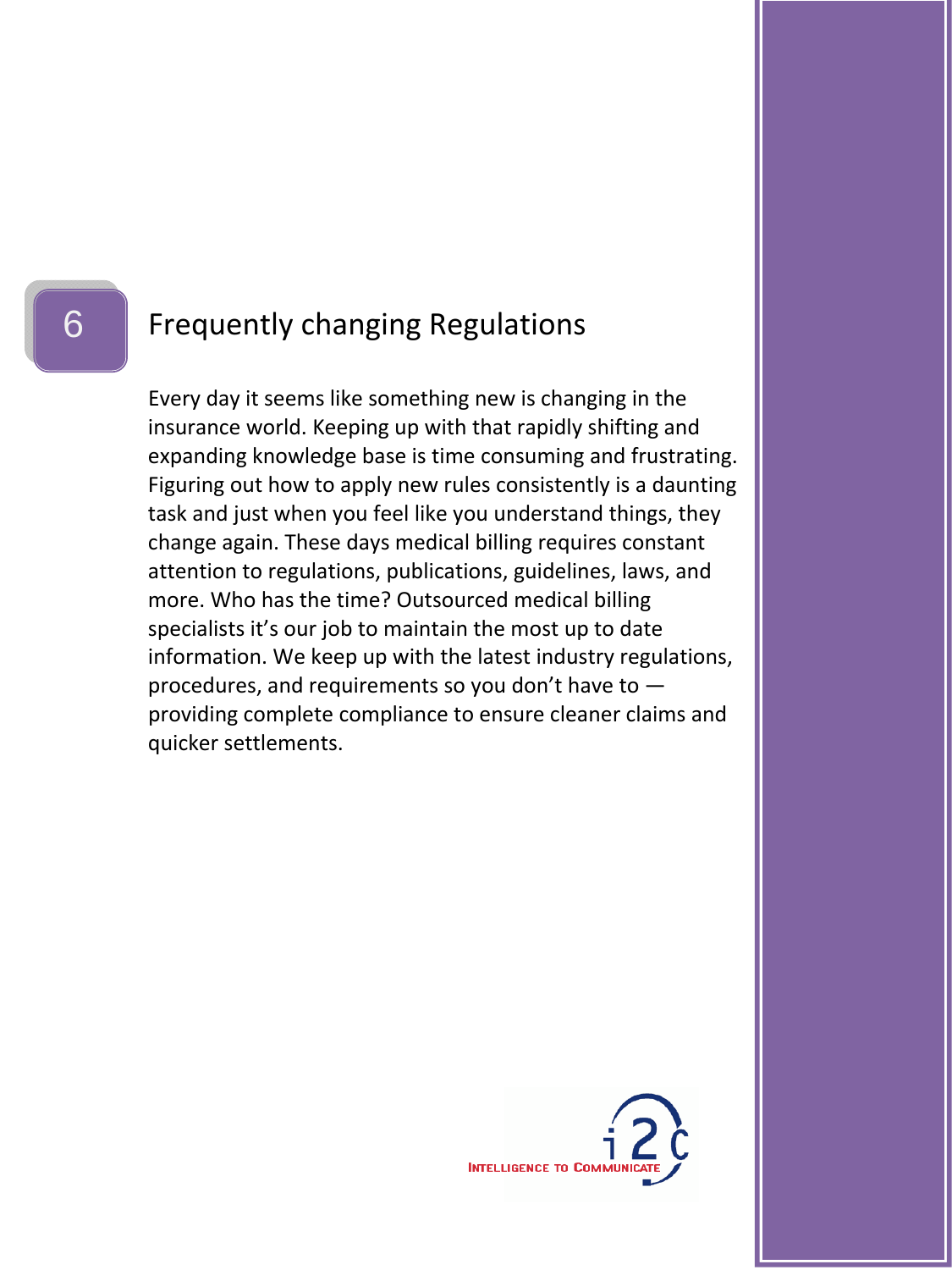## 6 Frequently changing Regulations

Every day it seems like something new is changing in the insurance world. Keeping up with that rapidly shifting and expanding knowledge base is time consuming and frustrating. Figuring out how to apply new rules consistently is a daunting task and just when you feel like you understand things, they change again. These days medical billing requires constant attention to regulations, publications, guidelines, laws, and more. Who has the time? Outsourced medical billing specialists it's our job to maintain the most up to date information. We keep up with the latest industry regulations, procedures, and requirements so you don't have to — providing complete compliance to ensure cleaner claims and quicker settlements.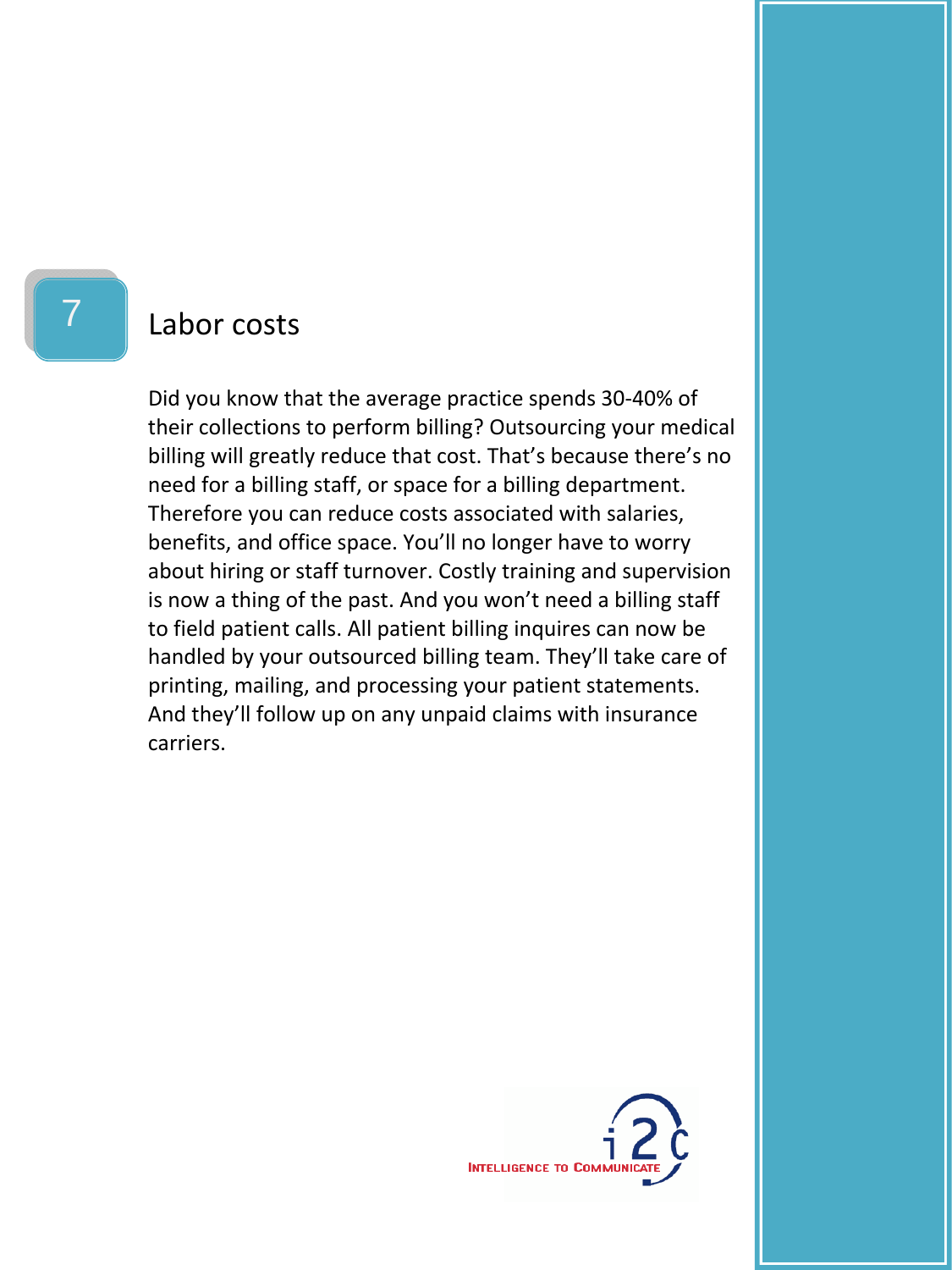## 7 Labor costs

Did you know that the average practice spends 30-40% of their collections to perform billing? Outsourcing your medical billing will greatly reduce that cost. That's because there's no need for a billing staff, or space for a billing department. Therefore you can reduce costs associated with salaries, benefits, and office space. You'll no longer have to worry about hiring or staff turnover. Costly training and supervision is now a thing of the past. And you won't need a billing staff to field patient calls. All patient billing inquires can now be handled by your outsourced billing team. They'll take care of printing, mailing, and processing your patient statements. And they'll follow up on any unpaid claims with insurance carriers.

INTELLIGENCE TO COMMUNICATE i2c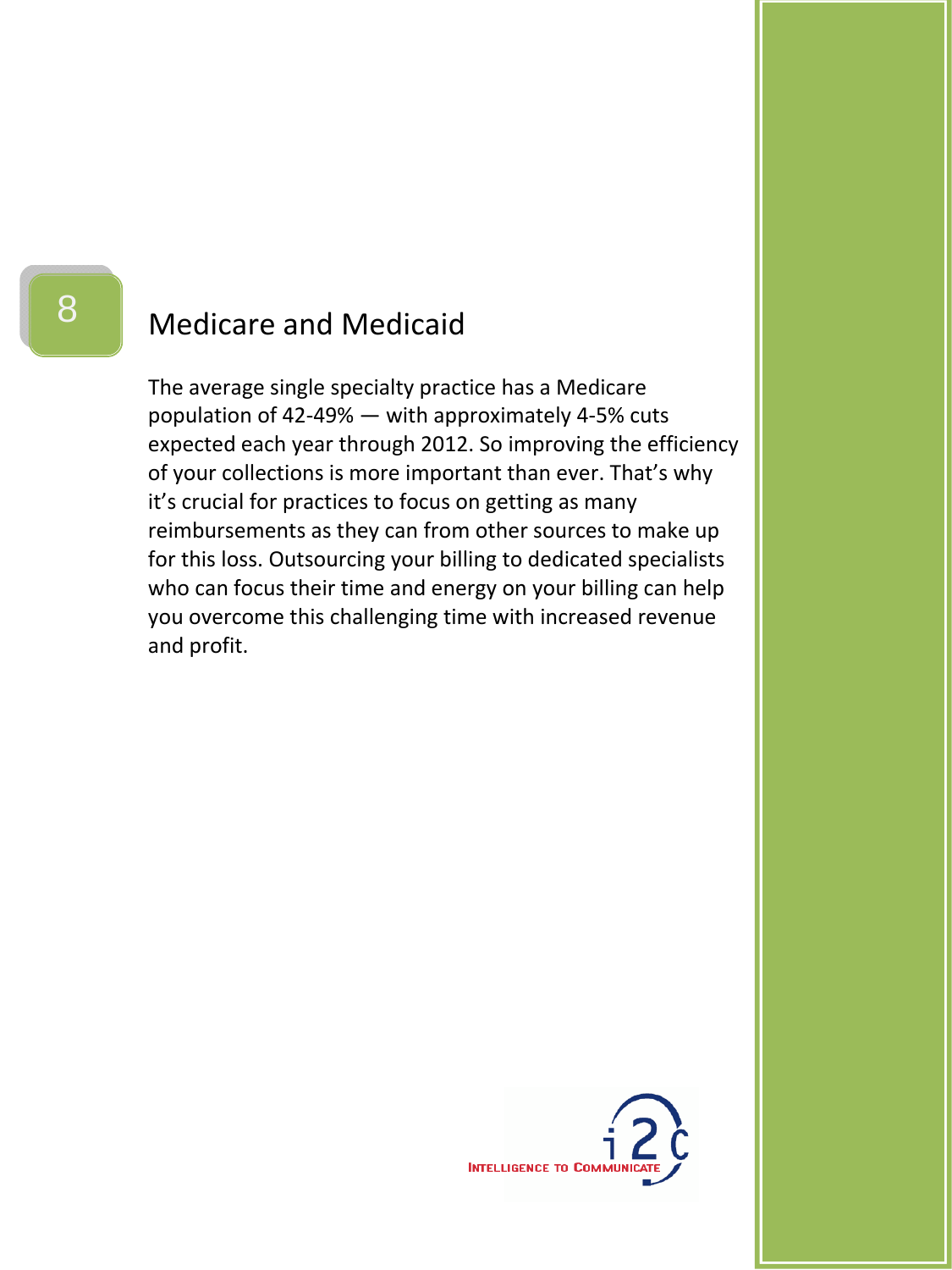# 8 Medicare and Medicaid

The average single specialty practice has a Medicare population of 42-49% — with approximately 4-5% cuts expected each year through 2012. So improving the efficiency of your collections is more important than ever. That's why it's crucial for practices to focus on getting as many reimbursements as they can from other sources to make up for this loss. Outsourcing your billing to dedicated specialists who can focus their time and energy on your billing can help you overcome this challenging time with increased revenue and profit.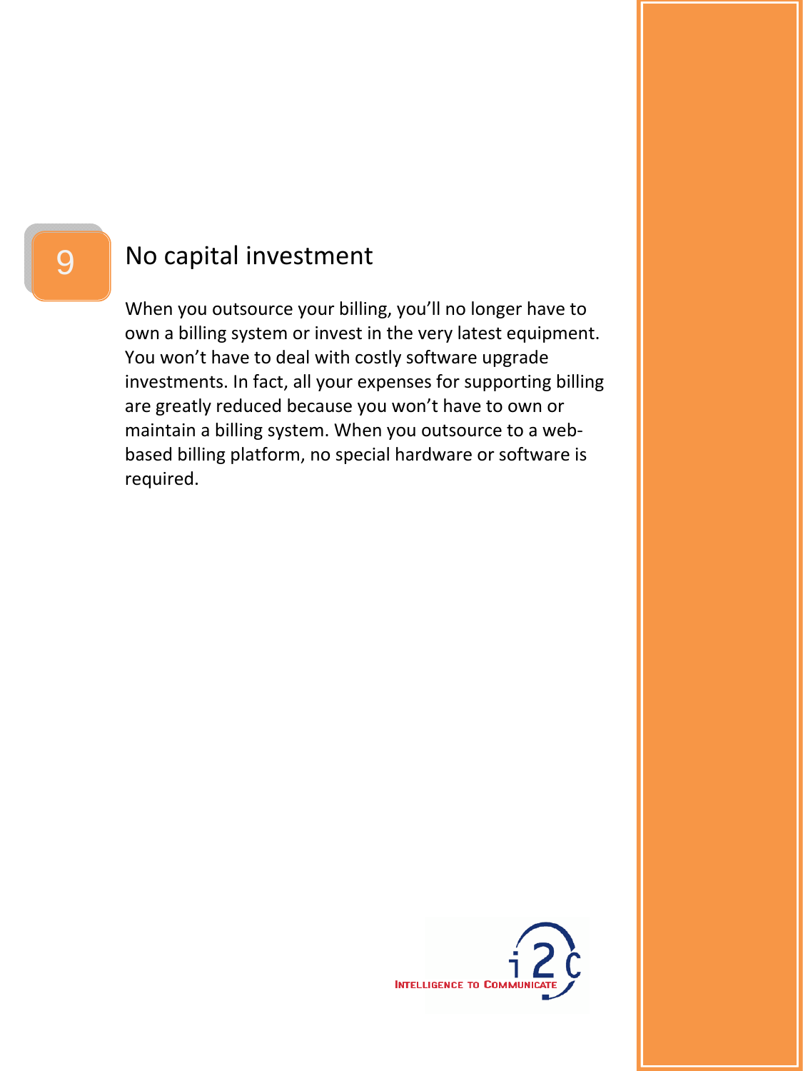## 9 No capital investment

When you outsource your billing, you'll no longer have to own a billing system or invest in the very latest equipment. You won't have to deal with costly software upgrade investments. In fact, all your expenses for supporting billing are greatly reduced because you won't have to own or maintain a billing system. When you outsource to a web-based billing platform, no special hardware or software is required.

INTELLIGENCE TO COMMUNICATE i2C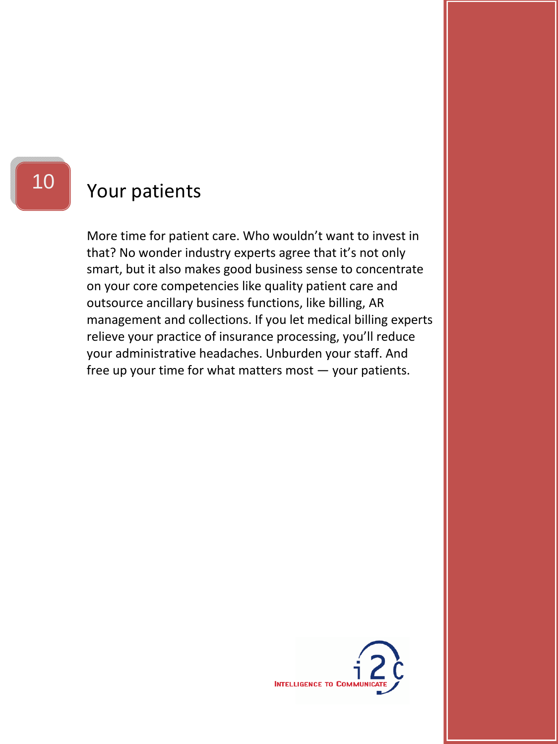## 10 Your patients

More time for patient care. Who wouldn't want to invest in that? No wonder industry experts agree that it's not only smart, but it also makes good business sense to concentrate on your core competencies like quality patient care and outsource ancillary business functions, like billing, AR management and collections. If you let medical billing experts relieve your practice of insurance processing, you'll reduce your administrative headaches. Unburden your staff. And free up your time for what matters most — your patients.

INTELLIGENCE TO COMMUNICATE i2c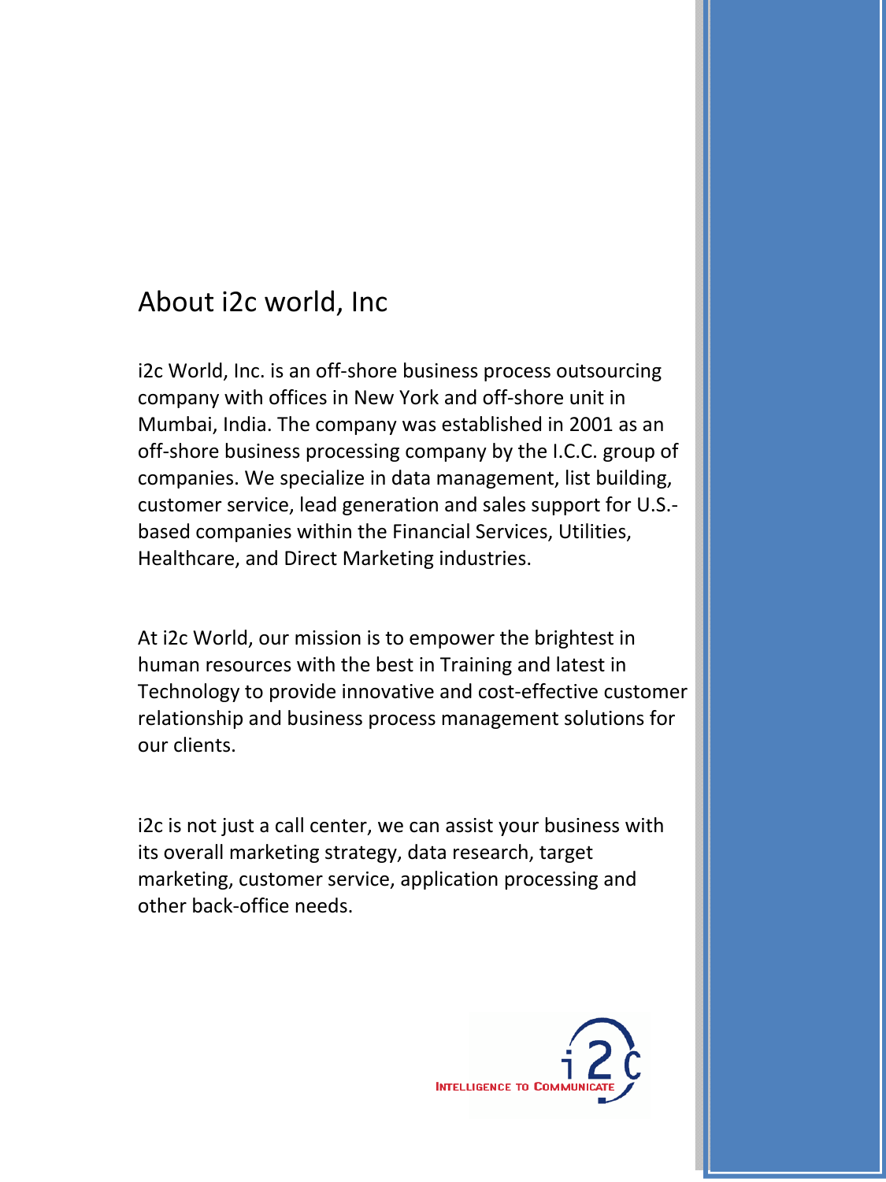# About i2c world, Inc

i2c World, Inc. is an off-shore business process outsourcing company with offices in New York and off-shore unit in Mumbai, India. The company was established in 2001 as an off-shore business processing company by the I.C.C. group of companies. We specialize in data management, list building, customer service, lead generation and sales support for U.S.-based companies within the Financial Services, Utilities, Healthcare, and Direct Marketing industries.

At i2c World, our mission is to empower the brightest in human resources with the best in Training and latest in Technology to provide innovative and cost-effective customer relationship and business process management solutions for our clients.

i2c is not just a call center, we can assist your business with its overall marketing strategy, data research, target marketing, customer service, application processing and other back-office needs.

INTELLIGENCE TO COMMUNICATE